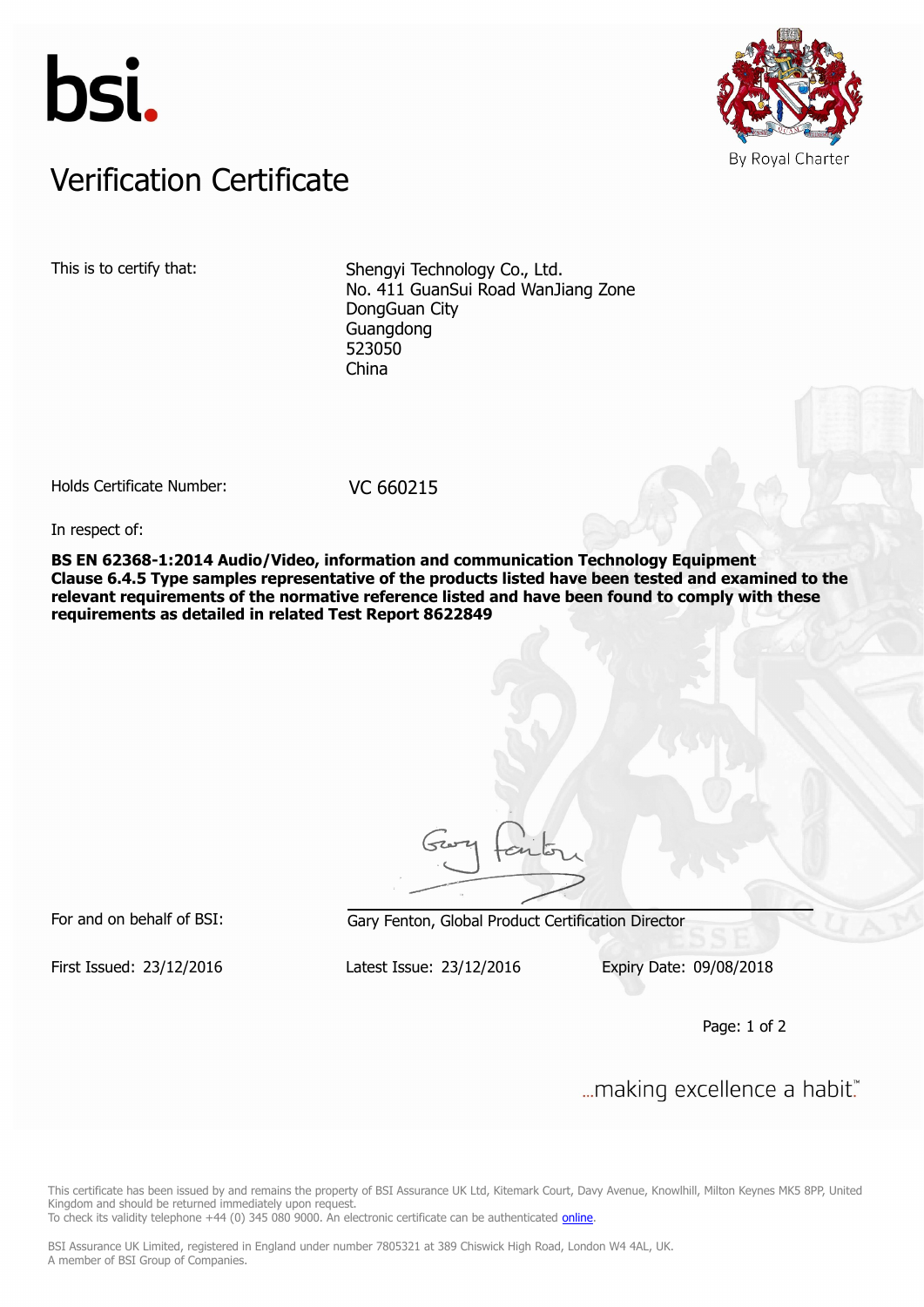bsi.

By Royal Charter

# Verification Certificate

This is to certify that:

Shengyi Technology Co., Ltd.
No. 411 GuanSui Road WanJiang Zone
DongGuan City
Guangdong
523050
China

Holds Certificate Number: VC 660215

In respect of:

**BS EN 62368-1:2014 Audio/Video, information and communication Technology Equipment Clause 6.4.5 Type samples representative of the products listed have been tested and examined to the relevant requirements of the normative reference listed and have been found to comply with these requirements as detailed in related Test Report 8622849**

For and on behalf of BSI: Gary Fenton, Global Product Certification Director

First Issued: 23/12/2016 Latest Issue: 23/12/2016 Expiry Date: 09/08/2018

...making excellence a habit.™

This certificate has been issued by and remains the property of BSI Assurance UK Ltd, Kitemark Court, Davy Avenue, Knowlhill, Milton Keynes MK5 8PP, United Kingdom and should be returned immediately upon request.
To check its validity telephone +44 (0) 345 080 9000. An electronic certificate can be authenticated online.

BSI Assurance UK Limited, registered in England under number 7805321 at 389 Chiswick High Road, London W4 4AL, UK.
A member of BSI Group of Companies.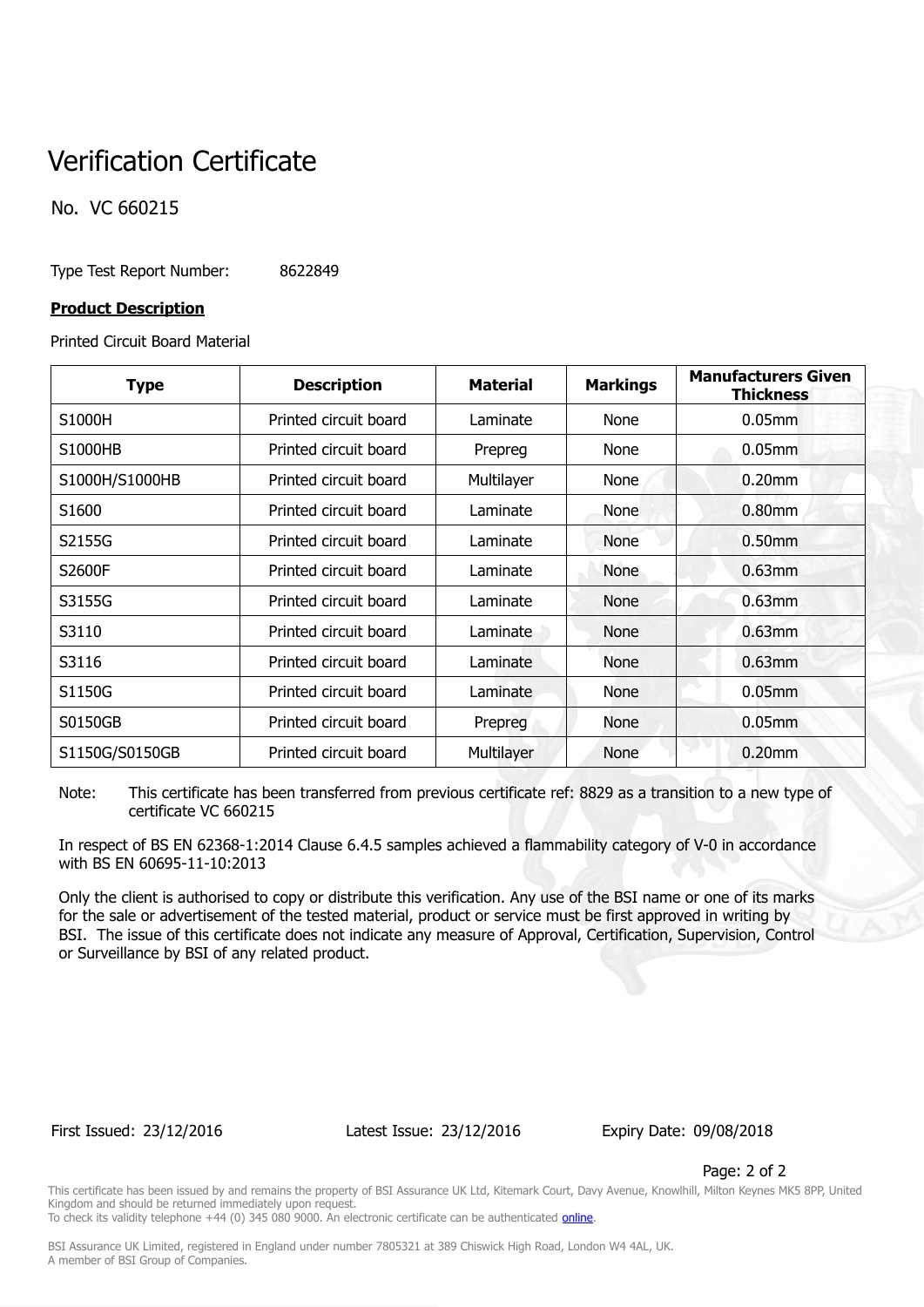# Verification Certificate

No. VC 660215

Type Test Report Number: 8622849

**Product Description**

Printed Circuit Board Material

| Type | Description | Material | Markings | Manufacturers Given Thickness |
|---|---|---|---|---|
| S1000H | Printed circuit board | Laminate | None | 0.05mm |
| S1000HB | Printed circuit board | Prepreg | None | 0.05mm |
| S1000H/S1000HB | Printed circuit board | Multilayer | None | 0.20mm |
| S1600 | Printed circuit board | Laminate | None | 0.80mm |
| S2155G | Printed circuit board | Laminate | None | 0.50mm |
| S2600F | Printed circuit board | Laminate | None | 0.63mm |
| S3155G | Printed circuit board | Laminate | None | 0.63mm |
| S3110 | Printed circuit board | Laminate | None | 0.63mm |
| S3116 | Printed circuit board | Laminate | None | 0.63mm |
| S1150G | Printed circuit board | Laminate | None | 0.05mm |
| S0150GB | Printed circuit board | Prepreg | None | 0.05mm |
| S1150G/S0150GB | Printed circuit board | Multilayer | None | 0.20mm |

Note: This certificate has been transferred from previous certificate ref: 8829 as a transition to a new type of certificate VC 660215

In respect of BS EN 62368-1:2014 Clause 6.4.5 samples achieved a flammability category of V-0 in accordance with BS EN 60695-11-10:2013

Only the client is authorised to copy or distribute this verification. Any use of the BSI name or one of its marks for the sale or advertisement of the tested material, product or service must be first approved in writing by BSI. The issue of this certificate does not indicate any measure of Approval, Certification, Supervision, Control or Surveillance by BSI of any related product.

First Issued: 23/12/2016 Latest Issue: 23/12/2016 Expiry Date: 09/08/2018

This certificate has been issued by and remains the property of BSI Assurance UK Ltd, Kitemark Court, Davy Avenue, Knowlhill, Milton Keynes MK5 8PP, United Kingdom and should be returned immediately upon request.
To check its validity telephone +44 (0) 345 080 9000. An electronic certificate can be authenticated online.

BSI Assurance UK Limited, registered in England under number 7805321 at 389 Chiswick High Road, London W4 4AL, UK.
A member of BSI Group of Companies.